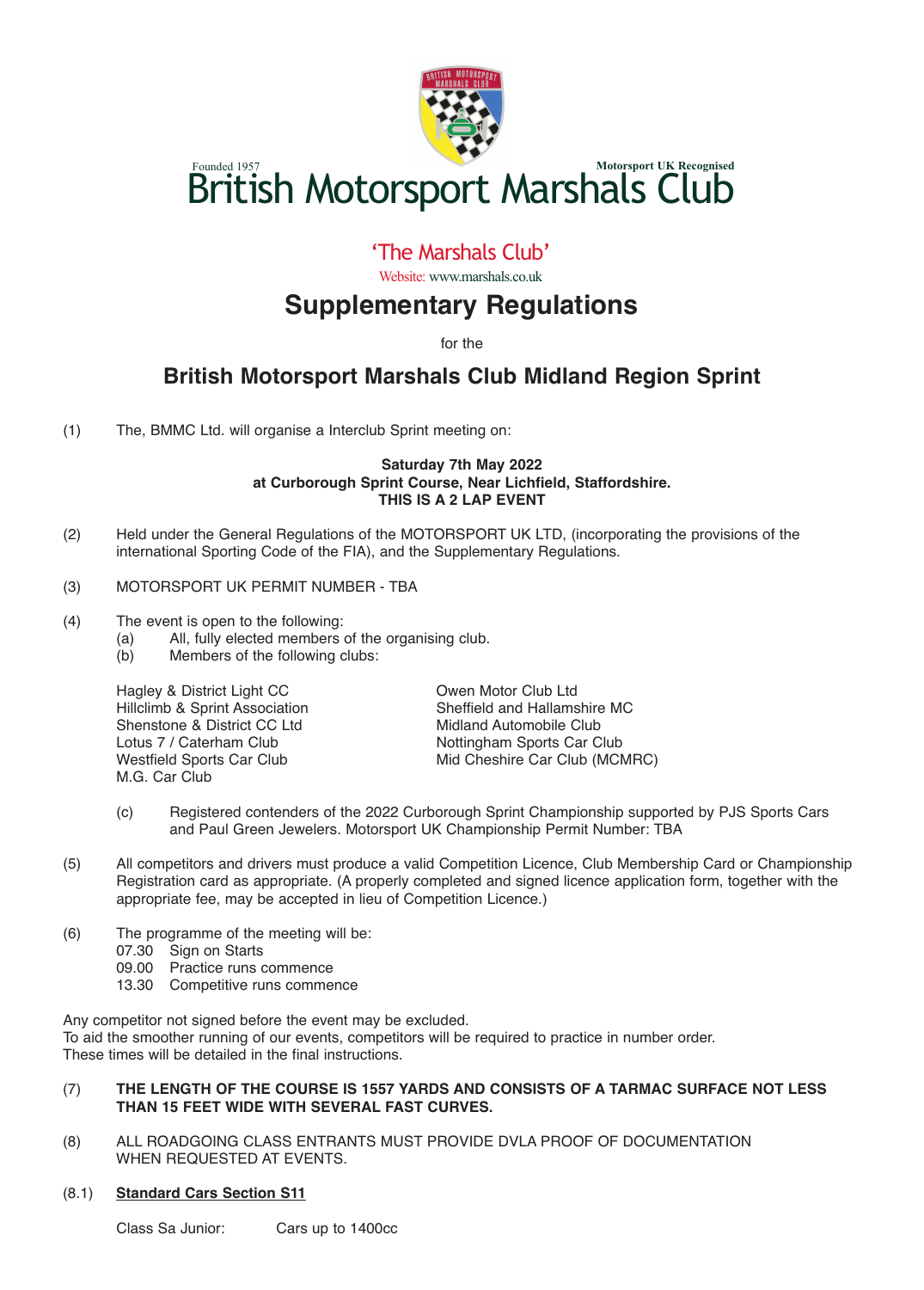Founded 1957

Motorsport UK Recognised

# British Motorsport Marshals Club

'The Marshals Club'

Website: www.marshals.co.uk

# Supplementary Regulations

for the

## British Motorsport Marshals Club Midland Region Sprint

(1) The, BMMC Ltd. will organise a Interclub Sprint meeting on:

**Saturday 7th May 2022**
**at Curborough Sprint Course, Near Lichfield, Staffordshire.**
**THIS IS A 2 LAP EVENT**

(2) Held under the General Regulations of the MOTORSPORT UK LTD, (incorporating the provisions of the international Sporting Code of the FIA), and the Supplementary Regulations.

(3) MOTORSPORT UK PERMIT NUMBER - TBA

(4) The event is open to the following:
   (a) All, fully elected members of the organising club.
   (b) Members of the following clubs:

Hagley & District Light CC
Hillclimb & Sprint Association
Shenstone & District CC Ltd
Lotus 7 / Caterham Club
Westfield Sports Car Club
M.G. Car Club
Owen Motor Club Ltd
Sheffield and Hallamshire MC
Midland Automobile Club
Nottingham Sports Car Club
Mid Cheshire Car Club (MCMRC)

   (c) Registered contenders of the 2022 Curborough Sprint Championship supported by PJS Sports Cars and Paul Green Jewelers. Motorsport UK Championship Permit Number: TBA

(5) All competitors and drivers must produce a valid Competition Licence, Club Membership Card or Championship Registration card as appropriate. (A properly completed and signed licence application form, together with the appropriate fee, may be accepted in lieu of Competition Licence.)

(6) The programme of the meeting will be:
07.30 Sign on Starts
09.00 Practice runs commence
13.30 Competitive runs commence

Any competitor not signed before the event may be excluded.
To aid the smoother running of our events, competitors will be required to practice in number order.
These times will be detailed in the final instructions.

(7) **THE LENGTH OF THE COURSE IS 1557 YARDS AND CONSISTS OF A TARMAC SURFACE NOT LESS THAN 15 FEET WIDE WITH SEVERAL FAST CURVES.**

(8) ALL ROADGOING CLASS ENTRANTS MUST PROVIDE DVLA PROOF OF DOCUMENTATION WHEN REQUESTED AT EVENTS.

(8.1) **Standard Cars Section S11**

Class Sa Junior: Cars up to 1400cc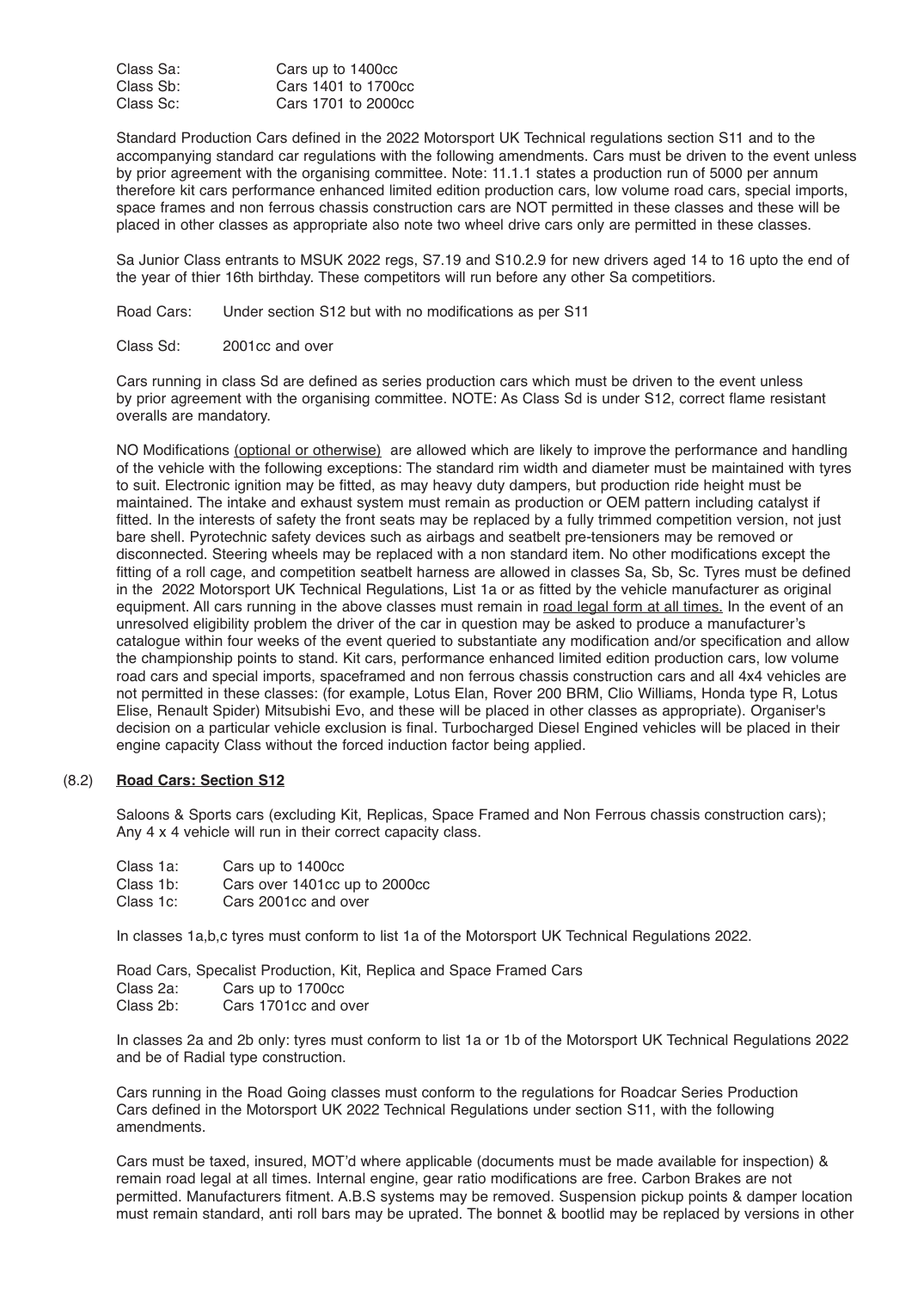| | |
|---|---|
| Class Sa: | Cars up to 1400cc |
| Class Sb: | Cars 1401 to 1700cc |
| Class Sc: | Cars 1701 to 2000cc |

Standard Production Cars defined in the 2022 Motorsport UK Technical regulations section S11 and to the accompanying standard car regulations with the following amendments. Cars must be driven to the event unless by prior agreement with the organising committee. Note: 11.1.1 states a production run of 5000 per annum therefore kit cars performance enhanced limited edition production cars, low volume road cars, special imports, space frames and non ferrous chassis construction cars are NOT permitted in these classes and these will be placed in other classes as appropriate also note two wheel drive cars only are permitted in these classes.

Sa Junior Class entrants to MSUK 2022 regs, S7.19 and S10.2.9 for new drivers aged 14 to 16 upto the end of the year of thier 16th birthday. These competitors will run before any other Sa competitiors.

Road Cars: Under section S12 but with no modifications as per S11

Class Sd: 2001cc and over

Cars running in class Sd are defined as series production cars which must be driven to the event unless by prior agreement with the organising committee. NOTE: As Class Sd is under S12, correct flame resistant overalls are mandatory.

NO Modifications <u>(optional or otherwise)</u> are allowed which are likely to improve the performance and handling of the vehicle with the following exceptions: The standard rim width and diameter must be maintained with tyres to suit. Electronic ignition may be fitted, as may heavy duty dampers, but production ride height must be maintained. The intake and exhaust system must remain as production or OEM pattern including catalyst if fitted. In the interests of safety the front seats may be replaced by a fully trimmed competition version, not just bare shell. Pyrotechnic safety devices such as airbags and seatbelt pre-tensioners may be removed or disconnected. Steering wheels may be replaced with a non standard item. No other modifications except the fitting of a roll cage, and competition seatbelt harness are allowed in classes Sa, Sb, Sc. Tyres must be defined in the 2022 Motorsport UK Technical Regulations, List 1a or as fitted by the vehicle manufacturer as original equipment. All cars running in the above classes must remain in <u>road legal form at all times.</u> In the event of an unresolved eligibility problem the driver of the car in question may be asked to produce a manufacturer's catalogue within four weeks of the event queried to substantiate any modification and/or specification and allow the championship points to stand. Kit cars, performance enhanced limited edition production cars, low volume road cars and special imports, spaceframed and non ferrous chassis construction cars and all 4x4 vehicles are not permitted in these classes: (for example, Lotus Elan, Rover 200 BRM, Clio Williams, Honda type R, Lotus Elise, Renault Spider) Mitsubishi Evo, and these will be placed in other classes as appropriate). Organiser's decision on a particular vehicle exclusion is final. Turbocharged Diesel Engined vehicles will be placed in their engine capacity Class without the forced induction factor being applied.

## (8.2) Road Cars: Section S12

Saloons & Sports cars (excluding Kit, Replicas, Space Framed and Non Ferrous chassis construction cars); Any 4 x 4 vehicle will run in their correct capacity class.

| | |
|---|---|
| Class 1a: | Cars up to 1400cc |
| Class 1b: | Cars over 1401cc up to 2000cc |
| Class 1c: | Cars 2001cc and over |

In classes 1a,b,c tyres must conform to list 1a of the Motorsport UK Technical Regulations 2022.

Road Cars, Specalist Production, Kit, Replica and Space Framed Cars

| | |
|---|---|
| Class 2a: | Cars up to 1700cc |
| Class 2b: | Cars 1701cc and over |

In classes 2a and 2b only: tyres must conform to list 1a or 1b of the Motorsport UK Technical Regulations 2022 and be of Radial type construction.

Cars running in the Road Going classes must conform to the regulations for Roadcar Series Production Cars defined in the Motorsport UK 2022 Technical Regulations under section S11, with the following amendments.

Cars must be taxed, insured, MOT'd where applicable (documents must be made available for inspection) & remain road legal at all times. Internal engine, gear ratio modifications are free. Carbon Brakes are not permitted. Manufacturers fitment. A.B.S systems may be removed. Suspension pickup points & damper location must remain standard, anti roll bars may be uprated. The bonnet & bootlid may be replaced by versions in other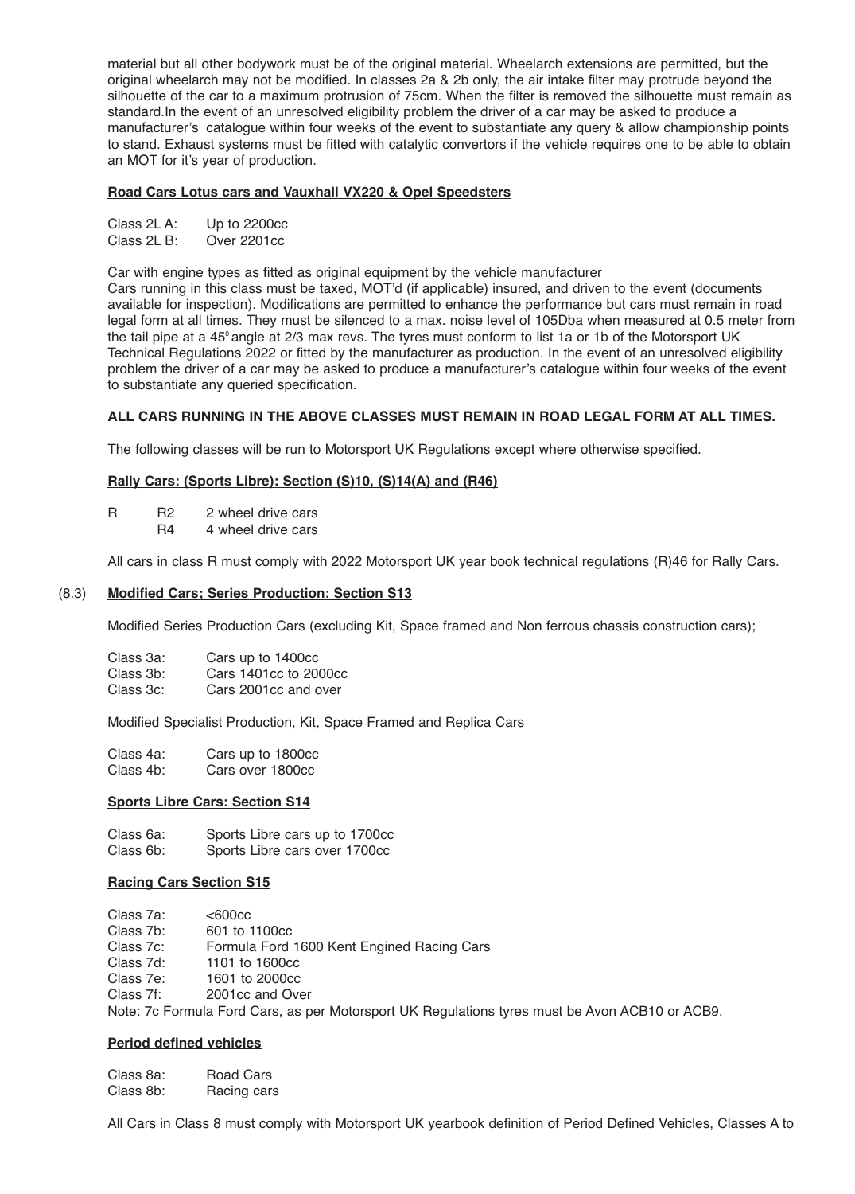material but all other bodywork must be of the original material. Wheelarch extensions are permitted, but the original wheelarch may not be modified. In classes 2a & 2b only, the air intake filter may protrude beyond the silhouette of the car to a maximum protrusion of 75cm. When the filter is removed the silhouette must remain as standard.In the event of an unresolved eligibility problem the driver of a car may be asked to produce a manufacturer's catalogue within four weeks of the event to substantiate any query & allow championship points to stand. Exhaust systems must be fitted with catalytic convertors if the vehicle requires one to be able to obtain an MOT for it's year of production.

**Road Cars Lotus cars and Vauxhall VX220 & Opel Speedsters**

Class 2L A: Up to 2200cc
Class 2L B: Over 2201cc

Car with engine types as fitted as original equipment by the vehicle manufacturer
Cars running in this class must be taxed, MOT'd (if applicable) insured, and driven to the event (documents available for inspection). Modifications are permitted to enhance the performance but cars must remain in road legal form at all times. They must be silenced to a max. noise level of 105Dba when measured at 0.5 meter from the tail pipe at a 45° angle at 2/3 max revs. The tyres must conform to list 1a or 1b of the Motorsport UK Technical Regulations 2022 or fitted by the manufacturer as production. In the event of an unresolved eligibility problem the driver of a car may be asked to produce a manufacturer's catalogue within four weeks of the event to substantiate any queried specification.

**ALL CARS RUNNING IN THE ABOVE CLASSES MUST REMAIN IN ROAD LEGAL FORM AT ALL TIMES.**

The following classes will be run to Motorsport UK Regulations except where otherwise specified.

**Rally Cars: (Sports Libre): Section (S)10, (S)14(A) and (R46)**

R R2 2 wheel drive cars
R4 4 wheel drive cars

All cars in class R must comply with 2022 Motorsport UK year book technical regulations (R)46 for Rally Cars.

(8.3) **Modified Cars; Series Production: Section S13**

Modified Series Production Cars (excluding Kit, Space framed and Non ferrous chassis construction cars);

Class 3a: Cars up to 1400cc
Class 3b: Cars 1401cc to 2000cc
Class 3c: Cars 2001cc and over

Modified Specialist Production, Kit, Space Framed and Replica Cars

Class 4a: Cars up to 1800cc
Class 4b: Cars over 1800cc

**Sports Libre Cars: Section S14**

Class 6a: Sports Libre cars up to 1700cc
Class 6b: Sports Libre cars over 1700cc

**Racing Cars Section S15**

Class 7a: <600cc
Class 7b: 601 to 1100cc
Class 7c: Formula Ford 1600 Kent Engined Racing Cars
Class 7d: 1101 to 1600cc
Class 7e: 1601 to 2000cc
Class 7f: 2001cc and Over
Note: 7c Formula Ford Cars, as per Motorsport UK Regulations tyres must be Avon ACB10 or ACB9.

**Period defined vehicles**

Class 8a: Road Cars
Class 8b: Racing cars

All Cars in Class 8 must comply with Motorsport UK yearbook definition of Period Defined Vehicles, Classes A to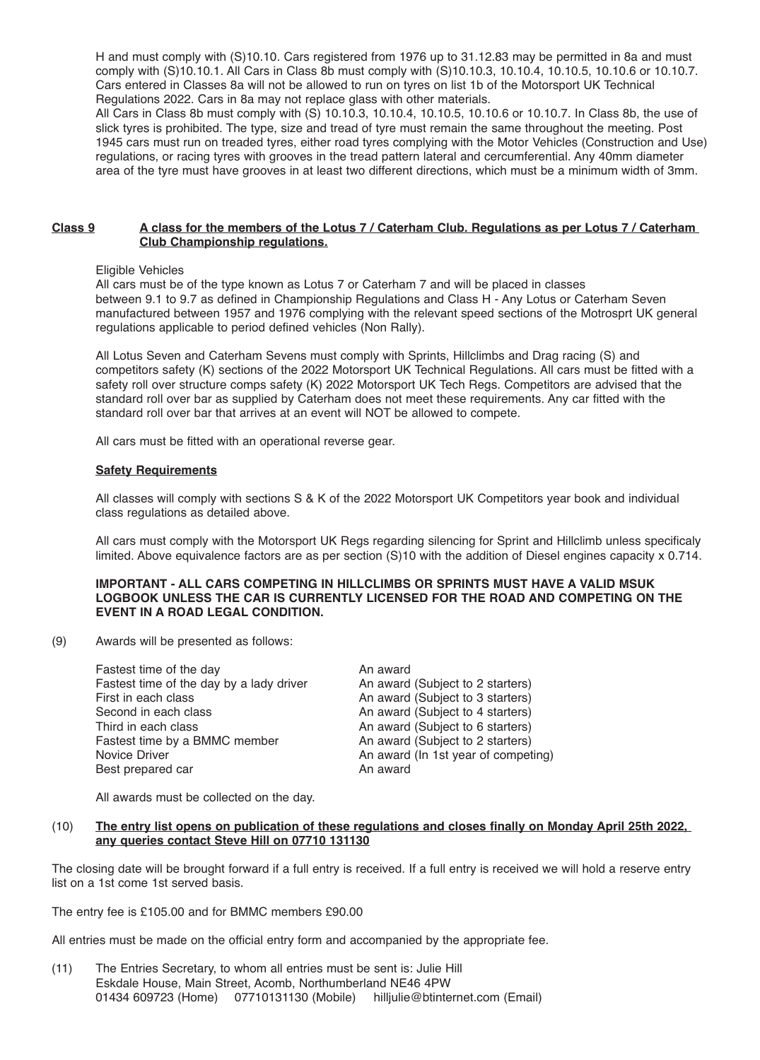H and must comply with (S)10.10. Cars registered from 1976 up to 31.12.83 may be permitted in 8a and must comply with (S)10.10.1. All Cars in Class 8b must comply with (S)10.10.3, 10.10.4, 10.10.5, 10.10.6 or 10.10.7. Cars entered in Classes 8a will not be allowed to run on tyres on list 1b of the Motorsport UK Technical Regulations 2022. Cars in 8a may not replace glass with other materials.

All Cars in Class 8b must comply with (S) 10.10.3, 10.10.4, 10.10.5, 10.10.6 or 10.10.7. In Class 8b, the use of slick tyres is prohibited. The type, size and tread of tyre must remain the same throughout the meeting. Post 1945 cars must run on treaded tyres, either road tyres complying with the Motor Vehicles (Construction and Use) regulations, or racing tyres with grooves in the tread pattern lateral and cercumferential. Any 40mm diameter area of the tyre must have grooves in at least two different directions, which must be a minimum width of 3mm.

**Class 9 A class for the members of the Lotus 7 / Caterham Club. Regulations as per Lotus 7 / Caterham Club Championship regulations.**

Eligible Vehicles

All cars must be of the type known as Lotus 7 or Caterham 7 and will be placed in classes between 9.1 to 9.7 as defined in Championship Regulations and Class H - Any Lotus or Caterham Seven manufactured between 1957 and 1976 complying with the relevant speed sections of the Motrosprt UK general regulations applicable to period defined vehicles (Non Rally).

All Lotus Seven and Caterham Sevens must comply with Sprints, Hillclimbs and Drag racing (S) and competitors safety (K) sections of the 2022 Motorsport UK Technical Regulations. All cars must be fitted with a safety roll over structure comps safety (K) 2022 Motorsport UK Tech Regs. Competitors are advised that the standard roll over bar as supplied by Caterham does not meet these requirements. Any car fitted with the standard roll over bar that arrives at an event will NOT be allowed to compete.

All cars must be fitted with an operational reverse gear.

**Safety Requirements**

All classes will comply with sections S & K of the 2022 Motorsport UK Competitors year book and individual class regulations as detailed above.

All cars must comply with the Motorsport UK Regs regarding silencing for Sprint and Hillclimb unless specificaly limited. Above equivalence factors are as per section (S)10 with the addition of Diesel engines capacity x 0.714.

**IMPORTANT - ALL CARS COMPETING IN HILLCLIMBS OR SPRINTS MUST HAVE A VALID MSUK LOGBOOK UNLESS THE CAR IS CURRENTLY LICENSED FOR THE ROAD AND COMPETING ON THE EVENT IN A ROAD LEGAL CONDITION.**

(9) Awards will be presented as follows:

| | |
|---|---|
| Fastest time of the day | An award |
| Fastest time of the day by a lady driver | An award (Subject to 2 starters) |
| First in each class | An award (Subject to 3 starters) |
| Second in each class | An award (Subject to 4 starters) |
| Third in each class | An award (Subject to 6 starters) |
| Fastest time by a BMMC member | An award (Subject to 2 starters) |
| Novice Driver | An award (In 1st year of competing) |
| Best prepared car | An award |

All awards must be collected on the day.

(10) **The entry list opens on publication of these regulations and closes finally on Monday April 25th 2022, any queries contact Steve Hill on 07710 131130**

The closing date will be brought forward if a full entry is received. If a full entry is received we will hold a reserve entry list on a 1st come 1st served basis.

The entry fee is £105.00 and for BMMC members £90.00

All entries must be made on the official entry form and accompanied by the appropriate fee.

(11) The Entries Secretary, to whom all entries must be sent is: Julie Hill
Eskdale House, Main Street, Acomb, Northumberland NE46 4PW
01434 609723 (Home) 07710131130 (Mobile) hilljulie@btinternet.com (Email)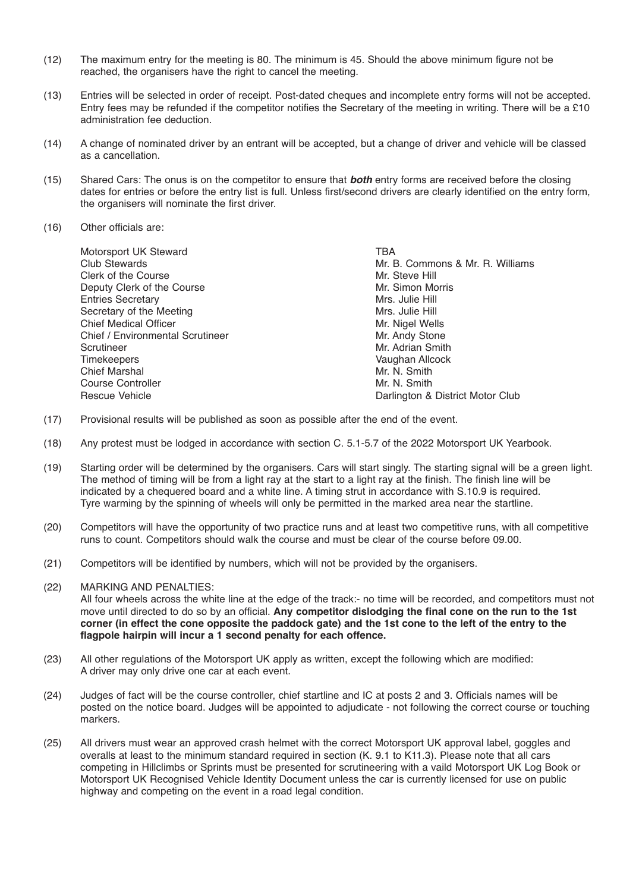(12) The maximum entry for the meeting is 80. The minimum is 45. Should the above minimum figure not be reached, the organisers have the right to cancel the meeting.

(13) Entries will be selected in order of receipt. Post-dated cheques and incomplete entry forms will not be accepted. Entry fees may be refunded if the competitor notifies the Secretary of the meeting in writing. There will be a £10 administration fee deduction.

(14) A change of nominated driver by an entrant will be accepted, but a change of driver and vehicle will be classed as a cancellation.

(15) Shared Cars: The onus is on the competitor to ensure that ***both*** entry forms are received before the closing dates for entries or before the entry list is full. Unless first/second drivers are clearly identified on the entry form, the organisers will nominate the first driver.

(16) Other officials are:

| | |
|---|---|
| Motorsport UK Steward | TBA |
| Club Stewards | Mr. B. Commons & Mr. R. Williams |
| Clerk of the Course | Mr. Steve Hill |
| Deputy Clerk of the Course | Mr. Simon Morris |
| Entries Secretary | Mrs. Julie Hill |
| Secretary of the Meeting | Mrs. Julie Hill |
| Chief Medical Officer | Mr. Nigel Wells |
| Chief / Environmental Scrutineer | Mr. Andy Stone |
| Scrutineer | Mr. Adrian Smith |
| Timekeepers | Vaughan Allcock |
| Chief Marshal | Mr. N. Smith |
| Course Controller | Mr. N. Smith |
| Rescue Vehicle | Darlington & District Motor Club |

(17) Provisional results will be published as soon as possible after the end of the event.

(18) Any protest must be lodged in accordance with section C. 5.1-5.7 of the 2022 Motorsport UK Yearbook.

(19) Starting order will be determined by the organisers. Cars will start singly. The starting signal will be a green light. The method of timing will be from a light ray at the start to a light ray at the finish. The finish line will be indicated by a chequered board and a white line. A timing strut in accordance with S.10.9 is required. Tyre warming by the spinning of wheels will only be permitted in the marked area near the startline.

(20) Competitors will have the opportunity of two practice runs and at least two competitive runs, with all competitive runs to count. Competitors should walk the course and must be clear of the course before 09.00.

(21) Competitors will be identified by numbers, which will not be provided by the organisers.

(22) MARKING AND PENALTIES:
All four wheels across the white line at the edge of the track:- no time will be recorded, and competitors must not move until directed to do so by an official. **Any competitor dislodging the final cone on the run to the 1st corner (in effect the cone opposite the paddock gate) and the 1st cone to the left of the entry to the flagpole hairpin will incur a 1 second penalty for each offence.**

(23) All other regulations of the Motorsport UK apply as written, except the following which are modified:
A driver may only drive one car at each event.

(24) Judges of fact will be the course controller, chief startline and IC at posts 2 and 3. Officials names will be posted on the notice board. Judges will be appointed to adjudicate - not following the correct course or touching markers.

(25) All drivers must wear an approved crash helmet with the correct Motorsport UK approval label, goggles and overalls at least to the minimum standard required in section (K. 9.1 to K11.3). Please note that all cars competing in Hillclimbs or Sprints must be presented for scrutineering with a vaild Motorsport UK Log Book or Motorsport UK Recognised Vehicle Identity Document unless the car is currently licensed for use on public highway and competing on the event in a road legal condition.